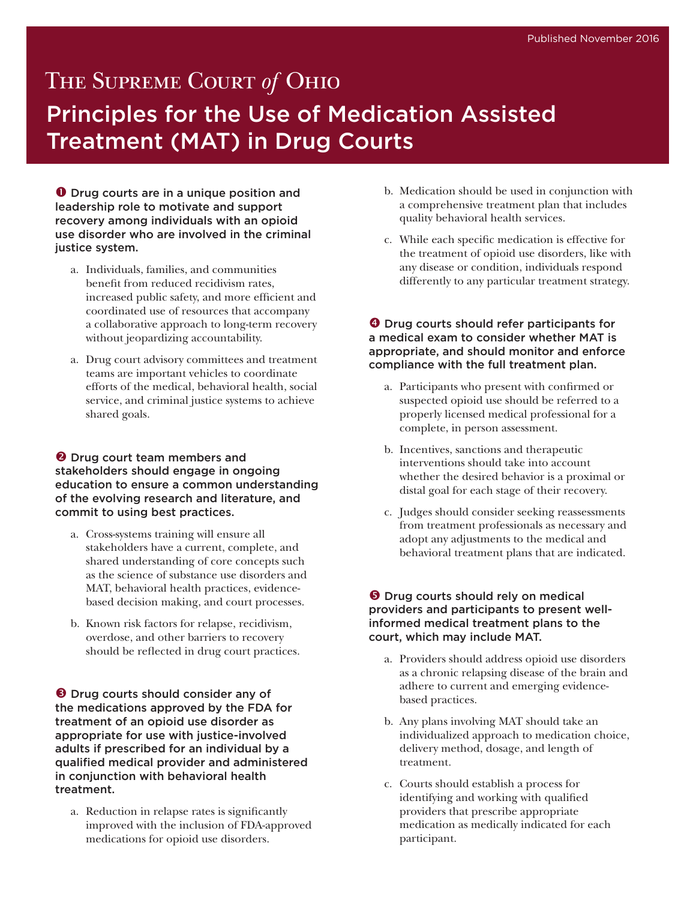Published November 2016

# The Supreme Court *of* Ohio

# Principles for the Use of Medication Assisted Treatment (MAT) in Drug Courts

**❶ Drug courts are in a unique position and leadership role to motivate and support recovery among individuals with an opioid use disorder who are involved in the criminal justice system.**

a. Individuals, families, and communities benefit from reduced recidivism rates, increased public safety, and more efficient and coordinated use of resources that accompany a collaborative approach to long-term recovery without jeopardizing accountability.

a. Drug court advisory committees and treatment teams are important vehicles to coordinate efforts of the medical, behavioral health, social service, and criminal justice systems to achieve shared goals.

**❷ Drug court team members and stakeholders should engage in ongoing education to ensure a common understanding of the evolving research and literature, and commit to using best practices.**

a. Cross-systems training will ensure all stakeholders have a current, complete, and shared understanding of core concepts such as the science of substance use disorders and MAT, behavioral health practices, evidence-based decision making, and court processes.

b. Known risk factors for relapse, recidivism, overdose, and other barriers to recovery should be reflected in drug court practices.

**❸ Drug courts should consider any of the medications approved by the FDA for treatment of an opioid use disorder as appropriate for use with justice-involved adults if prescribed for an individual by a qualified medical provider and administered in conjunction with behavioral health treatment.**

a. Reduction in relapse rates is significantly improved with the inclusion of FDA-approved medications for opioid use disorders.

b. Medication should be used in conjunction with a comprehensive treatment plan that includes quality behavioral health services.

c. While each specific medication is effective for the treatment of opioid use disorders, like with any disease or condition, individuals respond differently to any particular treatment strategy.

**❹ Drug courts should refer participants for a medical exam to consider whether MAT is appropriate, and should monitor and enforce compliance with the full treatment plan.**

a. Participants who present with confirmed or suspected opioid use should be referred to a properly licensed medical professional for a complete, in person assessment.

b. Incentives, sanctions and therapeutic interventions should take into account whether the desired behavior is a proximal or distal goal for each stage of their recovery.

c. Judges should consider seeking reassessments from treatment professionals as necessary and adopt any adjustments to the medical and behavioral treatment plans that are indicated.

**❺ Drug courts should rely on medical providers and participants to present well-informed medical treatment plans to the court, which may include MAT.**

a. Providers should address opioid use disorders as a chronic relapsing disease of the brain and adhere to current and emerging evidence-based practices.

b. Any plans involving MAT should take an individualized approach to medication choice, delivery method, dosage, and length of treatment.

c. Courts should establish a process for identifying and working with qualified providers that prescribe appropriate medication as medically indicated for each participant.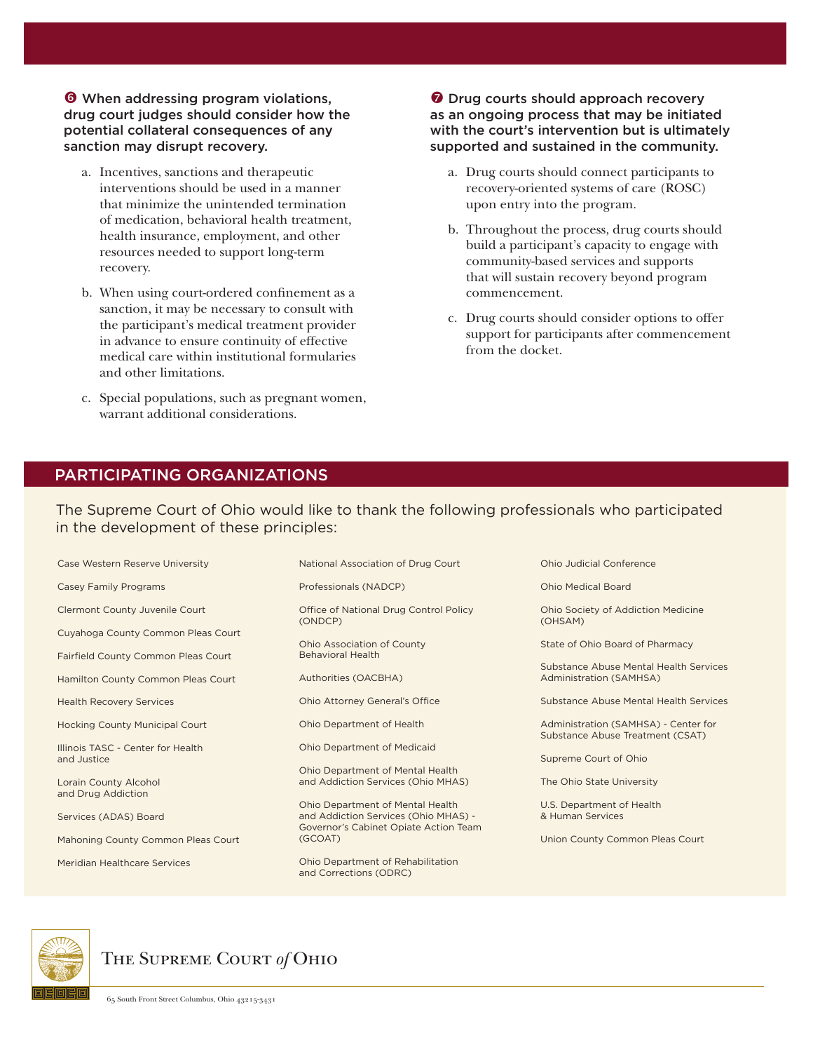**❻ When addressing program violations, drug court judges should consider how the potential collateral consequences of any sanction may disrupt recovery.**

a. Incentives, sanctions and therapeutic interventions should be used in a manner that minimize the unintended termination of medication, behavioral health treatment, health insurance, employment, and other resources needed to support long-term recovery.

b. When using court-ordered confinement as a sanction, it may be necessary to consult with the participant's medical treatment provider in advance to ensure continuity of effective medical care within institutional formularies and other limitations.

c. Special populations, such as pregnant women, warrant additional considerations.

**❼ Drug courts should approach recovery as an ongoing process that may be initiated with the court's intervention but is ultimately supported and sustained in the community.**

a. Drug courts should connect participants to recovery-oriented systems of care (ROSC) upon entry into the program.

b. Throughout the process, drug courts should build a participant's capacity to engage with community-based services and supports that will sustain recovery beyond program commencement.

c. Drug courts should consider options to offer support for participants after commencement from the docket.

## PARTICIPATING ORGANIZATIONS

The Supreme Court of Ohio would like to thank the following professionals who participated in the development of these principles:

Case Western Reserve University

Casey Family Programs

Clermont County Juvenile Court

Cuyahoga County Common Pleas Court

Fairfield County Common Pleas Court

Hamilton County Common Pleas Court

Health Recovery Services

Hocking County Municipal Court

Illinois TASC - Center for Health and Justice

Lorain County Alcohol and Drug Addiction

Services (ADAS) Board

Mahoning County Common Pleas Court

Meridian Healthcare Services

National Association of Drug Court

Professionals (NADCP)

Office of National Drug Control Policy (ONDCP)

Ohio Association of County Behavioral Health

Authorities (OACBHA)

Ohio Attorney General's Office

Ohio Department of Health

Ohio Department of Medicaid

Ohio Department of Mental Health and Addiction Services (Ohio MHAS)

Ohio Department of Mental Health and Addiction Services (Ohio MHAS) - Governor's Cabinet Opiate Action Team (GCOAT)

Ohio Department of Rehabilitation and Corrections (ODRC)

Ohio Judicial Conference

Ohio Medical Board

Ohio Society of Addiction Medicine (OHSAM)

State of Ohio Board of Pharmacy

Substance Abuse Mental Health Services Administration (SAMHSA)

Substance Abuse Mental Health Services

Administration (SAMHSA) - Center for Substance Abuse Treatment (CSAT)

Supreme Court of Ohio

The Ohio State University

U.S. Department of Health & Human Services

Union County Common Pleas Court

THE SUPREME COURT *of* OHIO

65 South Front Street Columbus, Ohio 43215-3431